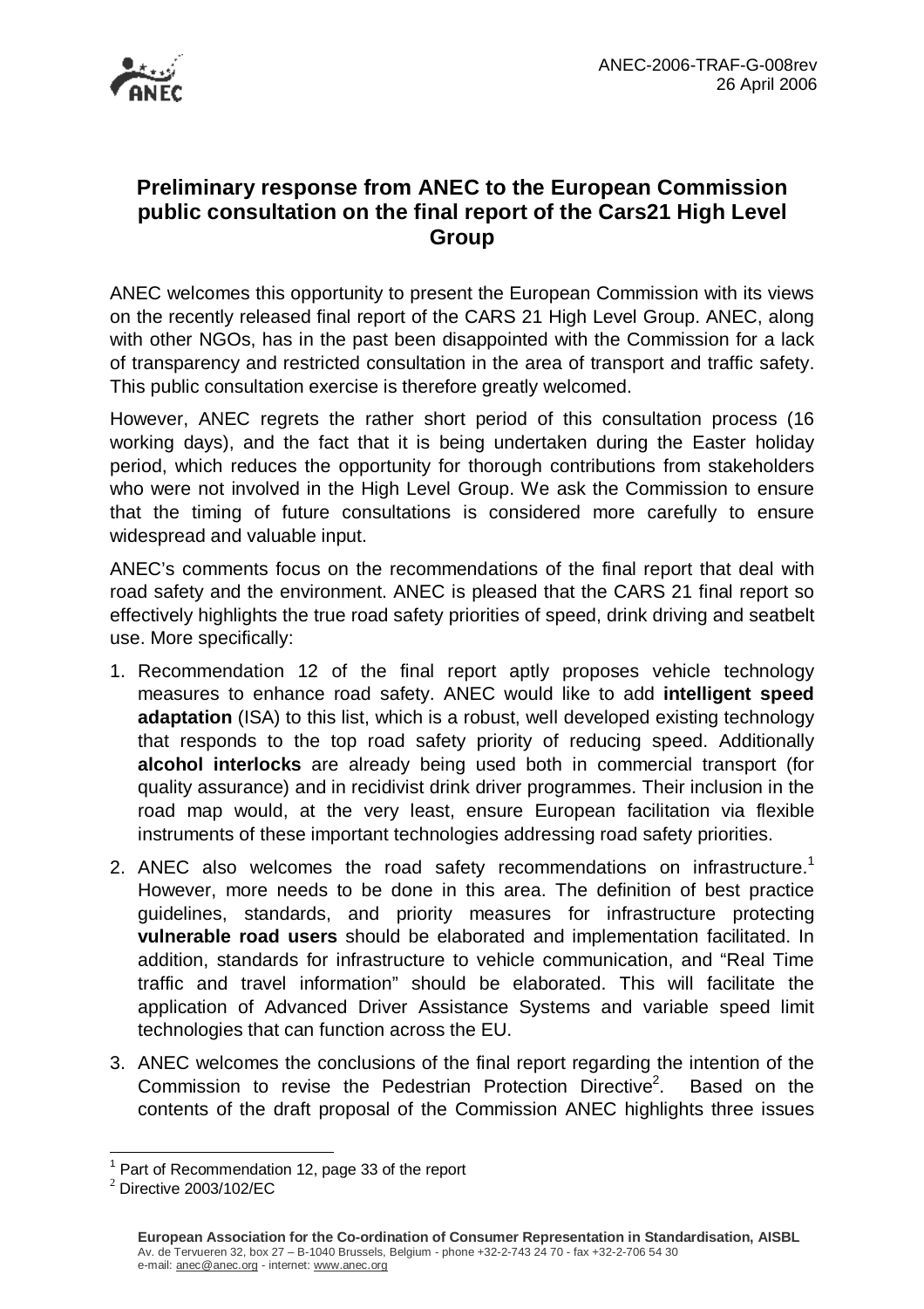ANEC-2006-TRAF-G-008rev
26 April 2006

# Preliminary response from ANEC to the European Commission public consultation on the final report of the Cars21 High Level Group

ANEC welcomes this opportunity to present the European Commission with its views on the recently released final report of the CARS 21 High Level Group. ANEC, along with other NGOs, has in the past been disappointed with the Commission for a lack of transparency and restricted consultation in the area of transport and traffic safety. This public consultation exercise is therefore greatly welcomed.

However, ANEC regrets the rather short period of this consultation process (16 working days), and the fact that it is being undertaken during the Easter holiday period, which reduces the opportunity for thorough contributions from stakeholders who were not involved in the High Level Group. We ask the Commission to ensure that the timing of future consultations is considered more carefully to ensure widespread and valuable input.

ANEC's comments focus on the recommendations of the final report that deal with road safety and the environment. ANEC is pleased that the CARS 21 final report so effectively highlights the true road safety priorities of speed, drink driving and seatbelt use. More specifically:

1. Recommendation 12 of the final report aptly proposes vehicle technology measures to enhance road safety. ANEC would like to add **intelligent speed adaptation** (ISA) to this list, which is a robust, well developed existing technology that responds to the top road safety priority of reducing speed. Additionally **alcohol interlocks** are already being used both in commercial transport (for quality assurance) and in recidivist drink driver programmes. Their inclusion in the road map would, at the very least, ensure European facilitation via flexible instruments of these important technologies addressing road safety priorities.
2. ANEC also welcomes the road safety recommendations on infrastructure.[1] However, more needs to be done in this area. The definition of best practice guidelines, standards, and priority measures for infrastructure protecting **vulnerable road users** should be elaborated and implementation facilitated. In addition, standards for infrastructure to vehicle communication, and "Real Time traffic and travel information" should be elaborated. This will facilitate the application of Advanced Driver Assistance Systems and variable speed limit technologies that can function across the EU.
3. ANEC welcomes the conclusions of the final report regarding the intention of the Commission to revise the Pedestrian Protection Directive[2]. Based on the contents of the draft proposal of the Commission ANEC highlights three issues

[1] Part of Recommendation 12, page 33 of the report

[2] Directive 2003/102/EC

**European Association for the Co-ordination of Consumer Representation in Standardisation, AISBL**
Av. de Tervueren 32, box 27 – B-1040 Brussels, Belgium - phone +32-2-743 24 70 - fax +32-2-706 54 30
e-mail: anec@anec.org - internet: www.anec.org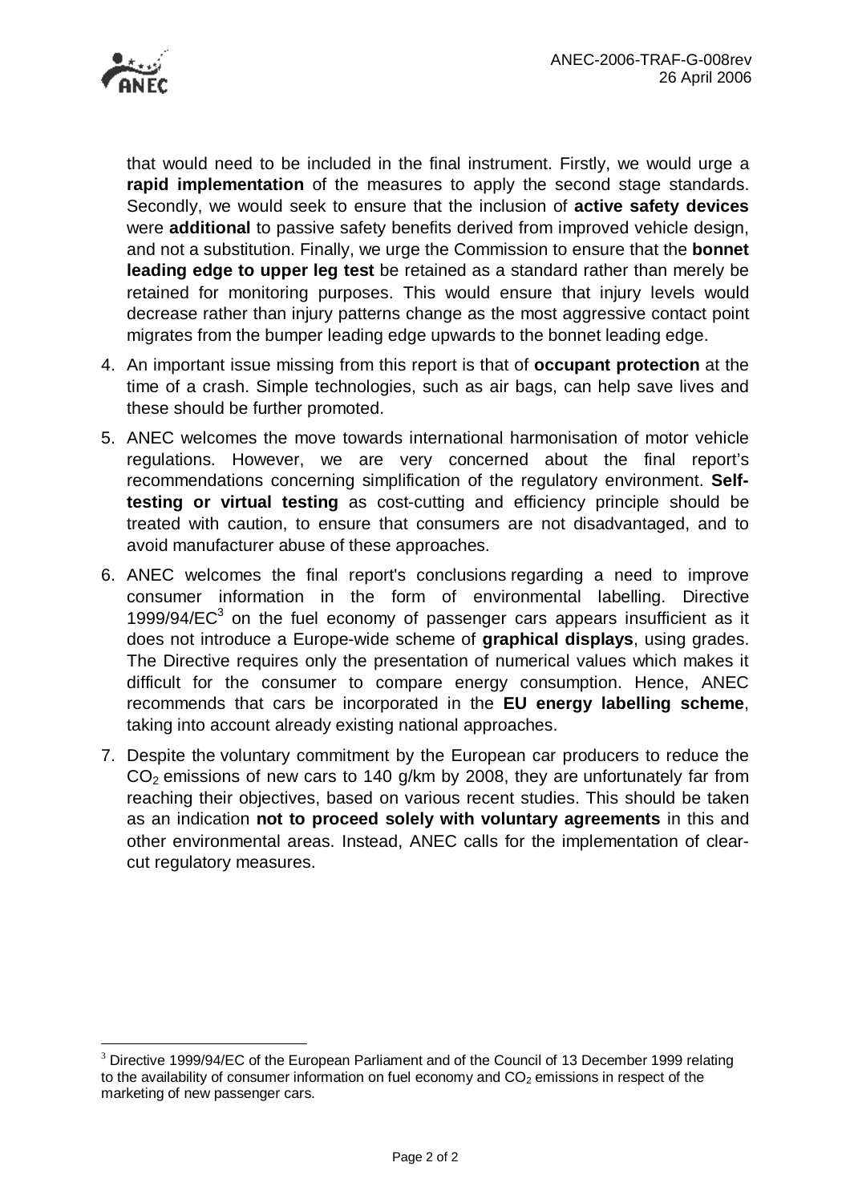that would need to be included in the final instrument. Firstly, we would urge a **rapid implementation** of the measures to apply the second stage standards. Secondly, we would seek to ensure that the inclusion of **active safety devices** were **additional** to passive safety benefits derived from improved vehicle design, and not a substitution. Finally, we urge the Commission to ensure that the **bonnet leading edge to upper leg test** be retained as a standard rather than merely be retained for monitoring purposes. This would ensure that injury levels would decrease rather than injury patterns change as the most aggressive contact point migrates from the bumper leading edge upwards to the bonnet leading edge.

4. An important issue missing from this report is that of **occupant protection** at the time of a crash. Simple technologies, such as air bags, can help save lives and these should be further promoted.

5. ANEC welcomes the move towards international harmonisation of motor vehicle regulations. However, we are very concerned about the final report's recommendations concerning simplification of the regulatory environment. **Self-testing or virtual testing** as cost-cutting and efficiency principle should be treated with caution, to ensure that consumers are not disadvantaged, and to avoid manufacturer abuse of these approaches.

6. ANEC welcomes the final report's conclusions regarding a need to improve consumer information in the form of environmental labelling. Directive 1999/94/EC[3] on the fuel economy of passenger cars appears insufficient as it does not introduce a Europe-wide scheme of **graphical displays**, using grades. The Directive requires only the presentation of numerical values which makes it difficult for the consumer to compare energy consumption. Hence, ANEC recommends that cars be incorporated in the **EU energy labelling scheme**, taking into account already existing national approaches.

7. Despite the voluntary commitment by the European car producers to reduce the $CO_2$ emissions of new cars to 140 g/km by 2008, they are unfortunately far from reaching their objectives, based on various recent studies. This should be taken as an indication **not to proceed solely with voluntary agreements** in this and other environmental areas. Instead, ANEC calls for the implementation of clear-cut regulatory measures.

---

[3] Directive 1999/94/EC of the European Parliament and of the Council of 13 December 1999 relating to the availability of consumer information on fuel economy and $CO_2$ emissions in respect of the marketing of new passenger cars.